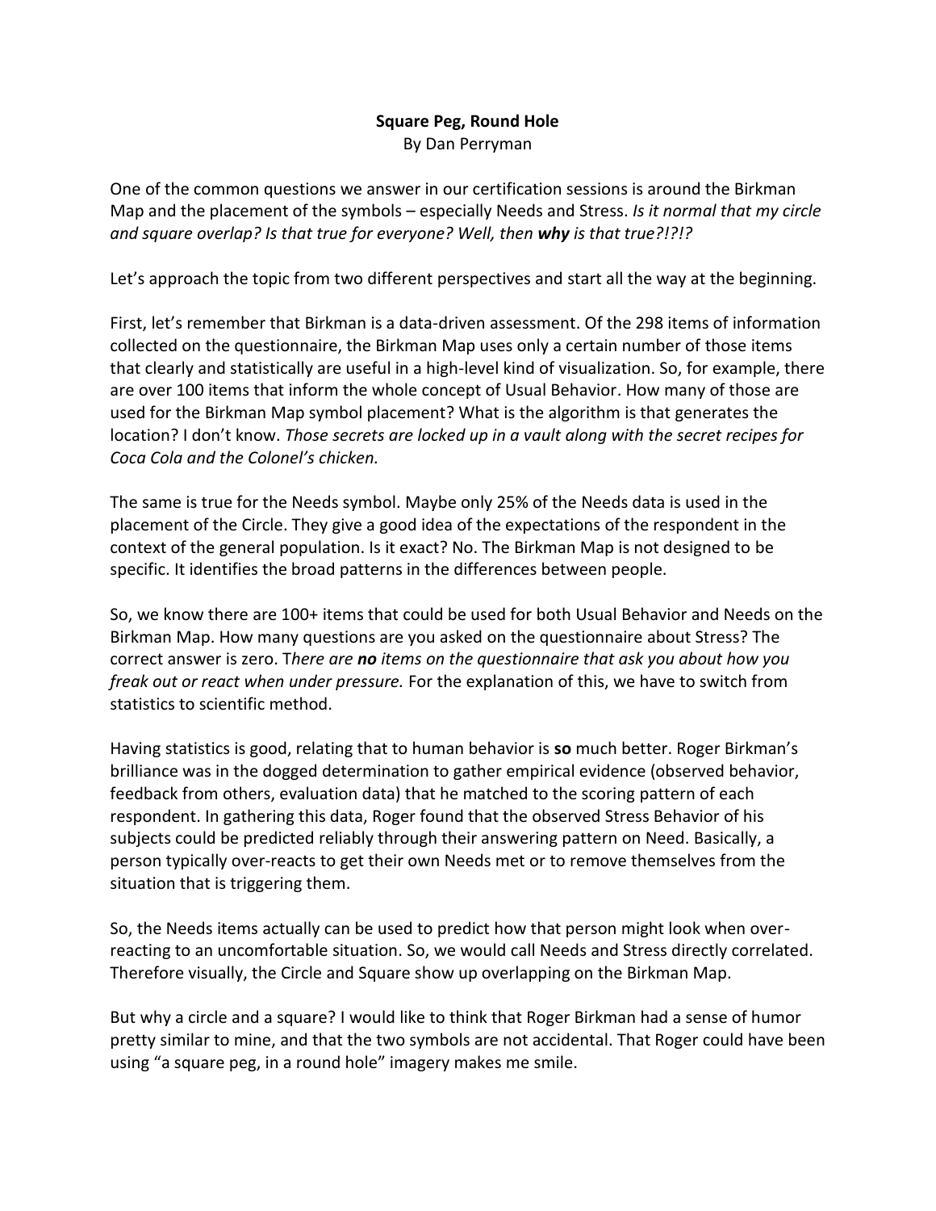# Square Peg, Round Hole

By Dan Perryman

One of the common questions we answer in our certification sessions is around the Birkman Map and the placement of the symbols – especially Needs and Stress. *Is it normal that my circle and square overlap? Is that true for everyone? Well, then **why** is that true?!?!?*

Let's approach the topic from two different perspectives and start all the way at the beginning.

First, let's remember that Birkman is a data-driven assessment. Of the 298 items of information collected on the questionnaire, the Birkman Map uses only a certain number of those items that clearly and statistically are useful in a high-level kind of visualization. So, for example, there are over 100 items that inform the whole concept of Usual Behavior. How many of those are used for the Birkman Map symbol placement? What is the algorithm is that generates the location? I don't know. *Those secrets are locked up in a vault along with the secret recipes for Coca Cola and the Colonel's chicken.*

The same is true for the Needs symbol. Maybe only 25% of the Needs data is used in the placement of the Circle. They give a good idea of the expectations of the respondent in the context of the general population. Is it exact? No. The Birkman Map is not designed to be specific. It identifies the broad patterns in the differences between people.

So, we know there are 100+ items that could be used for both Usual Behavior and Needs on the Birkman Map. How many questions are you asked on the questionnaire about Stress? The correct answer is zero. T*here are **no** items on the questionnaire that ask you about how you freak out or react when under pressure.* For the explanation of this, we have to switch from statistics to scientific method.

Having statistics is good, relating that to human behavior is **so** much better. Roger Birkman's brilliance was in the dogged determination to gather empirical evidence (observed behavior, feedback from others, evaluation data) that he matched to the scoring pattern of each respondent. In gathering this data, Roger found that the observed Stress Behavior of his subjects could be predicted reliably through their answering pattern on Need. Basically, a person typically over-reacts to get their own Needs met or to remove themselves from the situation that is triggering them.

So, the Needs items actually can be used to predict how that person might look when over-reacting to an uncomfortable situation. So, we would call Needs and Stress directly correlated. Therefore visually, the Circle and Square show up overlapping on the Birkman Map.

But why a circle and a square? I would like to think that Roger Birkman had a sense of humor pretty similar to mine, and that the two symbols are not accidental. That Roger could have been using "a square peg, in a round hole" imagery makes me smile.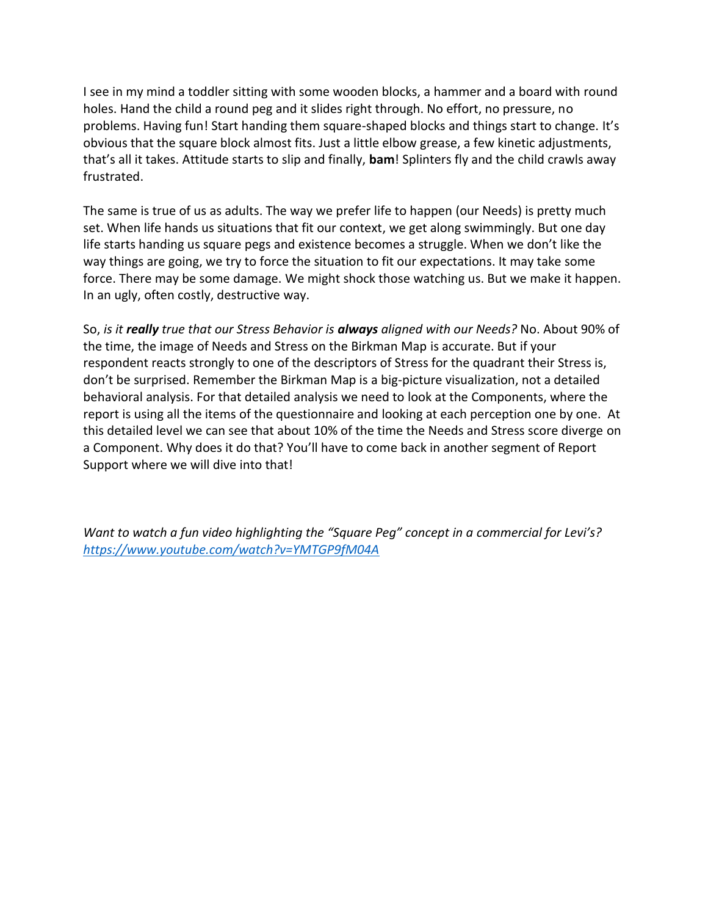I see in my mind a toddler sitting with some wooden blocks, a hammer and a board with round holes. Hand the child a round peg and it slides right through. No effort, no pressure, no problems. Having fun! Start handing them square-shaped blocks and things start to change. It's obvious that the square block almost fits. Just a little elbow grease, a few kinetic adjustments, that's all it takes. Attitude starts to slip and finally, **bam**! Splinters fly and the child crawls away frustrated.

The same is true of us as adults. The way we prefer life to happen (our Needs) is pretty much set. When life hands us situations that fit our context, we get along swimmingly. But one day life starts handing us square pegs and existence becomes a struggle. When we don't like the way things are going, we try to force the situation to fit our expectations. It may take some force. There may be some damage. We might shock those watching us. But we make it happen. In an ugly, often costly, destructive way.

So, *is it **really** true that our Stress Behavior is **always** aligned with our Needs?* No. About 90% of the time, the image of Needs and Stress on the Birkman Map is accurate. But if your respondent reacts strongly to one of the descriptors of Stress for the quadrant their Stress is, don't be surprised. Remember the Birkman Map is a big-picture visualization, not a detailed behavioral analysis. For that detailed analysis we need to look at the Components, where the report is using all the items of the questionnaire and looking at each perception one by one. At this detailed level we can see that about 10% of the time the Needs and Stress score diverge on a Component. Why does it do that? You'll have to come back in another segment of Report Support where we will dive into that!

*Want to watch a fun video highlighting the "Square Peg" concept in a commercial for Levi's? [https://www.youtube.com/watch?v=YMTGP9fM04A](https://www.youtube.com/watch?v=YMTGP9fM04A)*